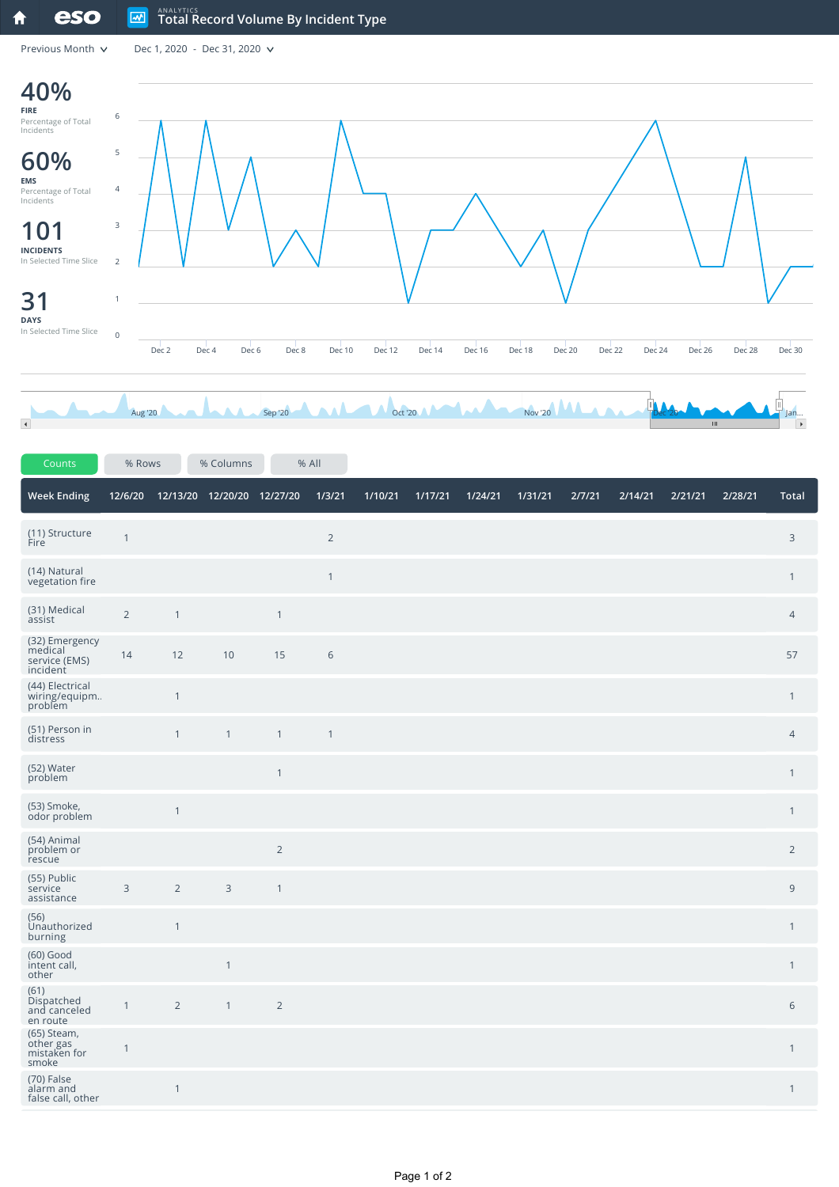# Total Record Volume By Incident Type

ANALYTICS

Previous Month | Dec 1, 2020 - Dec 31, 2020

**40%**
**FIRE**
Percentage of Total Incidents

**60%**
**EMS**
Percentage of Total Incidents

**101**
**INCIDENTS**
In Selected Time Slice

**31**
**DAYS**
In Selected Time Slice

Counts | % Rows | % Columns | % All

| Week Ending | 12/6/20 | 12/13/20 | 12/20/20 | 12/27/20 | 1/3/21 | 1/10/21 | 1/17/21 | 1/24/21 | 1/31/21 | 2/7/21 | 2/14/21 | 2/21/21 | 2/28/21 | Total |
|---|---|---|---|---|---|---|---|---|---|---|---|---|---|---|
| (11) Structure Fire | 1 | | | | 2 | | | | | | | | | 3 |
| (14) Natural vegetation fire | | | | | 1 | | | | | | | | | 1 |
| (31) Medical assist | 2 | 1 | | 1 | | | | | | | | | | 4 |
| (32) Emergency medical service (EMS) incident | 14 | 12 | 10 | 15 | 6 | | | | | | | | | 57 |
| (44) Electrical wiring/equipm.. problem | | 1 | | | | | | | | | | | | 1 |
| (51) Person in distress | | 1 | 1 | 1 | 1 | | | | | | | | | 4 |
| (52) Water problem | | | | 1 | | | | | | | | | | 1 |
| (53) Smoke, odor problem | | 1 | | | | | | | | | | | | 1 |
| (54) Animal problem or rescue | | | | 2 | | | | | | | | | | 2 |
| (55) Public service assistance | 3 | 2 | 3 | 1 | | | | | | | | | | 9 |
| (56) Unauthorized burning | | 1 | | | | | | | | | | | | 1 |
| (60) Good intent call, other | | | 1 | | | | | | | | | | | 1 |
| (61) Dispatched and canceled en route | 1 | 2 | 1 | 2 | | | | | | | | | | 6 |
| (65) Steam, other gas mistaken for smoke | 1 | | | | | | | | | | | | | 1 |
| (70) False alarm and false call, other | | 1 | | | | | | | | | | | | 1 |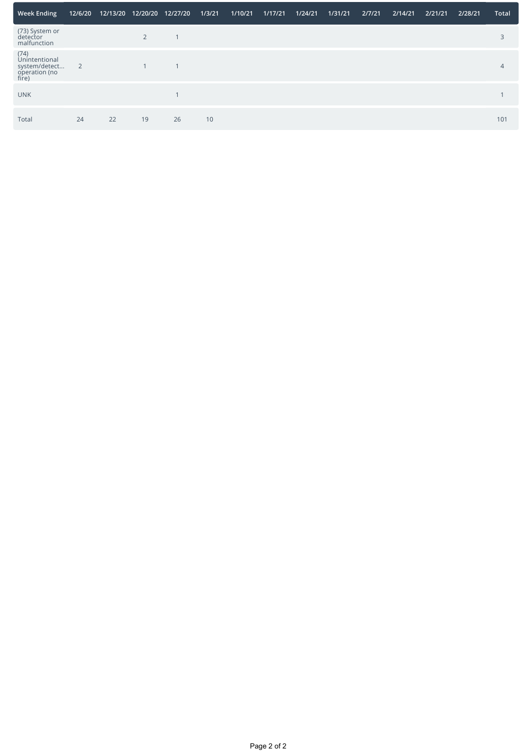| Week Ending | 12/6/20 | 12/13/20 | 12/20/20 | 12/27/20 | 1/3/21 | 1/10/21 | 1/17/21 | 1/24/21 | 1/31/21 | 2/7/21 | 2/14/21 | 2/21/21 | 2/28/21 | Total |
|---|---|---|---|---|---|---|---|---|---|---|---|---|---|---|
| (73) System or detector malfunction | | | 2 | 1 | | | | | | | | | | 3 |
| (74) Unintentional system/detect... operation (no fire) | 2 | | 1 | 1 | | | | | | | | | | 4 |
| UNK | | | | 1 | | | | | | | | | | 1 |
| Total | 24 | 22 | 19 | 26 | 10 | | | | | | | | | 101 |